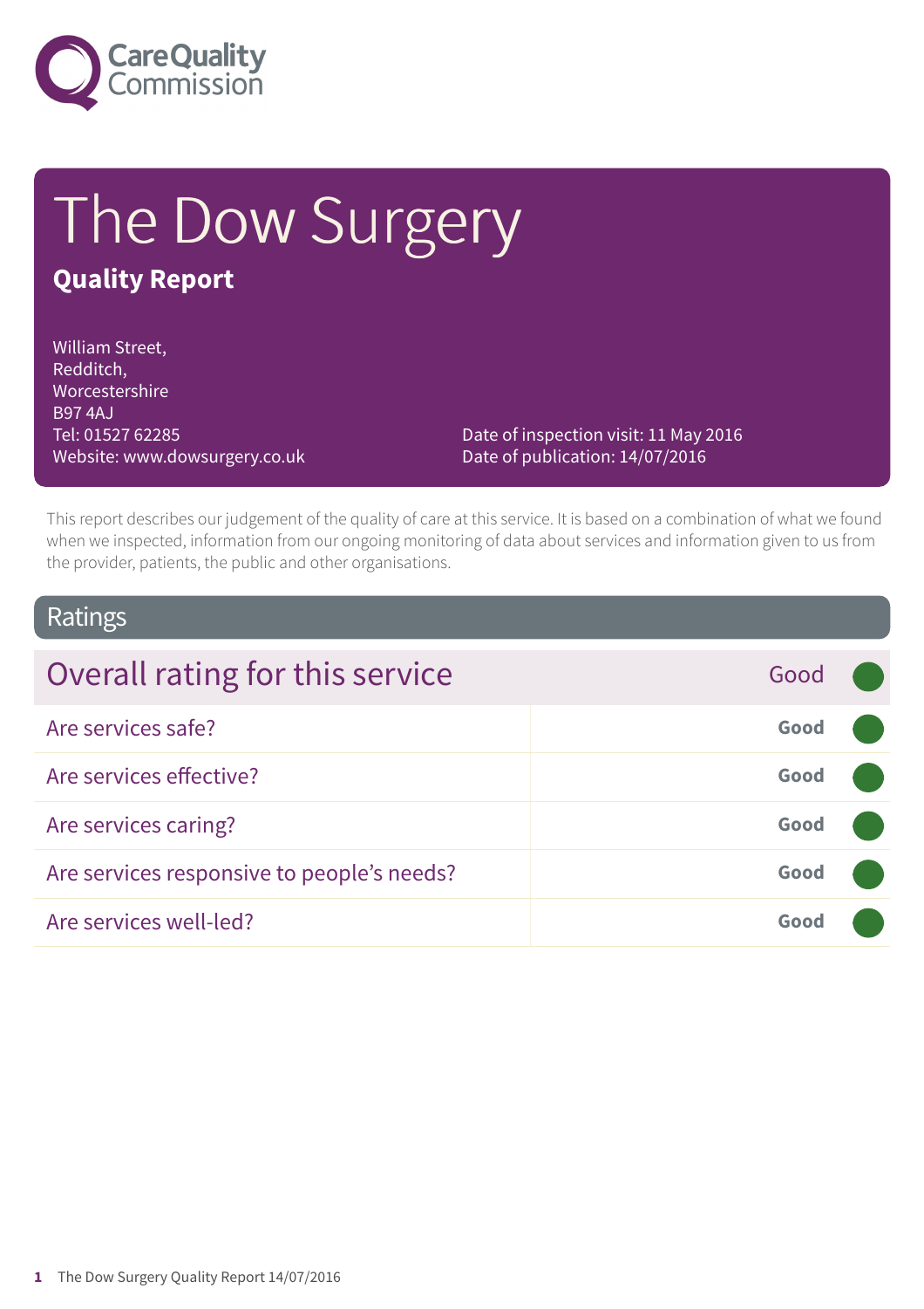# The Dow Surgery

## Quality Report

William Street,
Redditch,
Worcestershire
B97 4AJ
Tel: 01527 62285
Website: www.dowsurgery.co.uk

Date of inspection visit: 11 May 2016
Date of publication: 14/07/2016

This report describes our judgement of the quality of care at this service. It is based on a combination of what we found when we inspected, information from our ongoing monitoring of data about services and information given to us from the provider, patients, the public and other organisations.

## Ratings

| Overall rating for this service | Good |
|---|---|
| Are services safe? | Good |
| Are services effective? | Good |
| Are services caring? | Good |
| Are services responsive to people's needs? | Good |
| Are services well-led? | Good |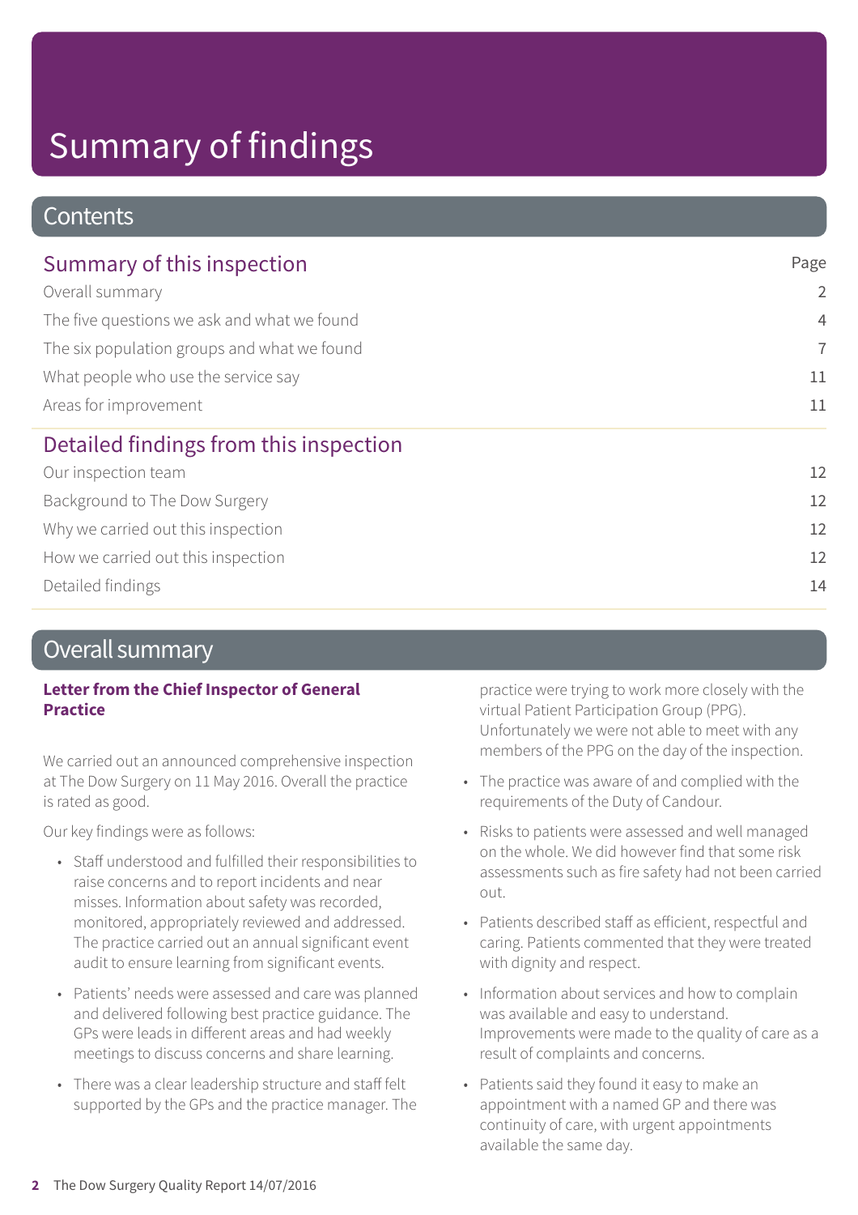# Summary of findings

## Contents

| Summary of this inspection | Page |
|---|---|
| Overall summary | 2 |
| The five questions we ask and what we found | 4 |
| The six population groups and what we found | 7 |
| What people who use the service say | 11 |
| Areas for improvement | 11 |

| Detailed findings from this inspection | |
|---|---|
| Our inspection team | 12 |
| Background to The Dow Surgery | 12 |
| Why we carried out this inspection | 12 |
| How we carried out this inspection | 12 |
| Detailed findings | 14 |

## Overall summary

**Letter from the Chief Inspector of General Practice**

We carried out an announced comprehensive inspection at The Dow Surgery on 11 May 2016. Overall the practice is rated as good.

Our key findings were as follows:

- Staff understood and fulfilled their responsibilities to raise concerns and to report incidents and near misses. Information about safety was recorded, monitored, appropriately reviewed and addressed. The practice carried out an annual significant event audit to ensure learning from significant events.
- Patients' needs were assessed and care was planned and delivered following best practice guidance. The GPs were leads in different areas and had weekly meetings to discuss concerns and share learning.
- There was a clear leadership structure and staff felt supported by the GPs and the practice manager. The practice were trying to work more closely with the virtual Patient Participation Group (PPG). Unfortunately we were not able to meet with any members of the PPG on the day of the inspection.
- The practice was aware of and complied with the requirements of the Duty of Candour.
- Risks to patients were assessed and well managed on the whole. We did however find that some risk assessments such as fire safety had not been carried out.
- Patients described staff as efficient, respectful and caring. Patients commented that they were treated with dignity and respect.
- Information about services and how to complain was available and easy to understand. Improvements were made to the quality of care as a result of complaints and concerns.
- Patients said they found it easy to make an appointment with a named GP and there was continuity of care, with urgent appointments available the same day.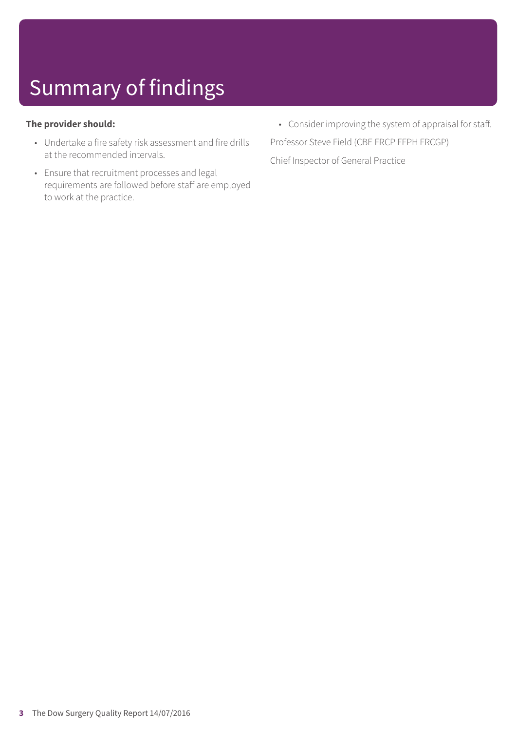# Summary of findings

**The provider should:**

- Undertake a fire safety risk assessment and fire drills at the recommended intervals.
- Ensure that recruitment processes and legal requirements are followed before staff are employed to work at the practice.
- Consider improving the system of appraisal for staff.

Professor Steve Field (CBE FRCP FFPH FRCGP)

Chief Inspector of General Practice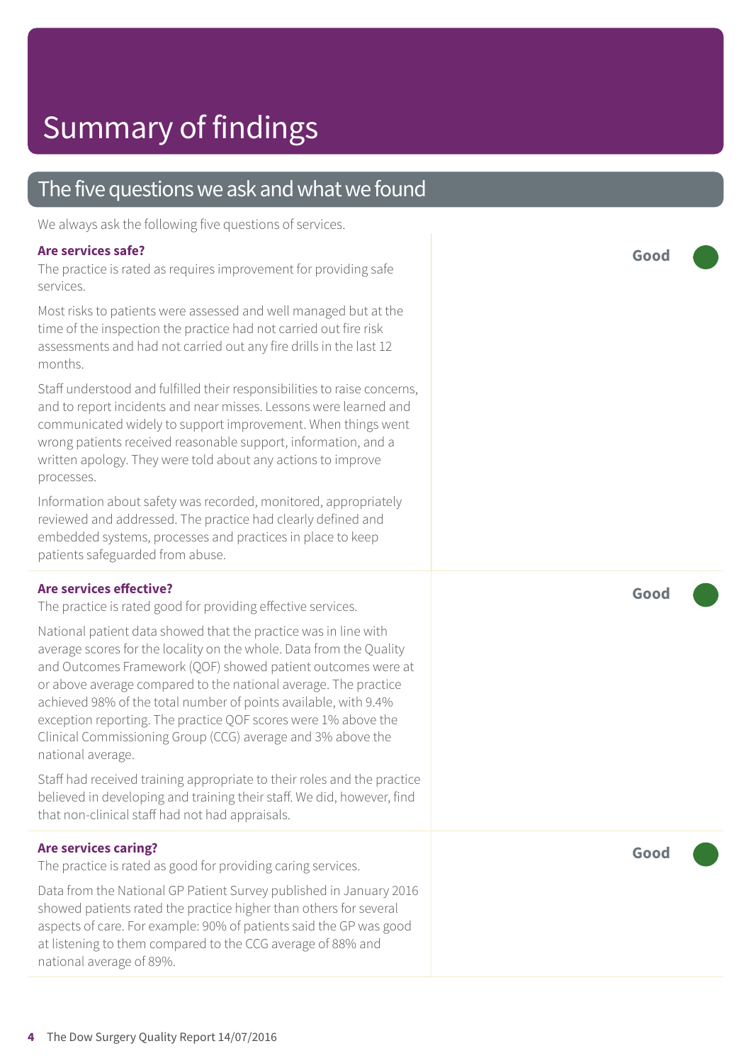# Summary of findings

## The five questions we ask and what we found

We always ask the following five questions of services.

### Are services safe?

**Good**

The practice is rated as requires improvement for providing safe services.

Most risks to patients were assessed and well managed but at the time of the inspection the practice had not carried out fire risk assessments and had not carried out any fire drills in the last 12 months.

Staff understood and fulfilled their responsibilities to raise concerns, and to report incidents and near misses. Lessons were learned and communicated widely to support improvement. When things went wrong patients received reasonable support, information, and a written apology. They were told about any actions to improve processes.

Information about safety was recorded, monitored, appropriately reviewed and addressed. The practice had clearly defined and embedded systems, processes and practices in place to keep patients safeguarded from abuse.

### Are services effective?

**Good**

The practice is rated good for providing effective services.

National patient data showed that the practice was in line with average scores for the locality on the whole. Data from the Quality and Outcomes Framework (QOF) showed patient outcomes were at or above average compared to the national average. The practice achieved 98% of the total number of points available, with 9.4% exception reporting. The practice QOF scores were 1% above the Clinical Commissioning Group (CCG) average and 3% above the national average.

Staff had received training appropriate to their roles and the practice believed in developing and training their staff. We did, however, find that non-clinical staff had not had appraisals.

### Are services caring?

**Good**

The practice is rated as good for providing caring services.

Data from the National GP Patient Survey published in January 2016 showed patients rated the practice higher than others for several aspects of care. For example: 90% of patients said the GP was good at listening to them compared to the CCG average of 88% and national average of 89%.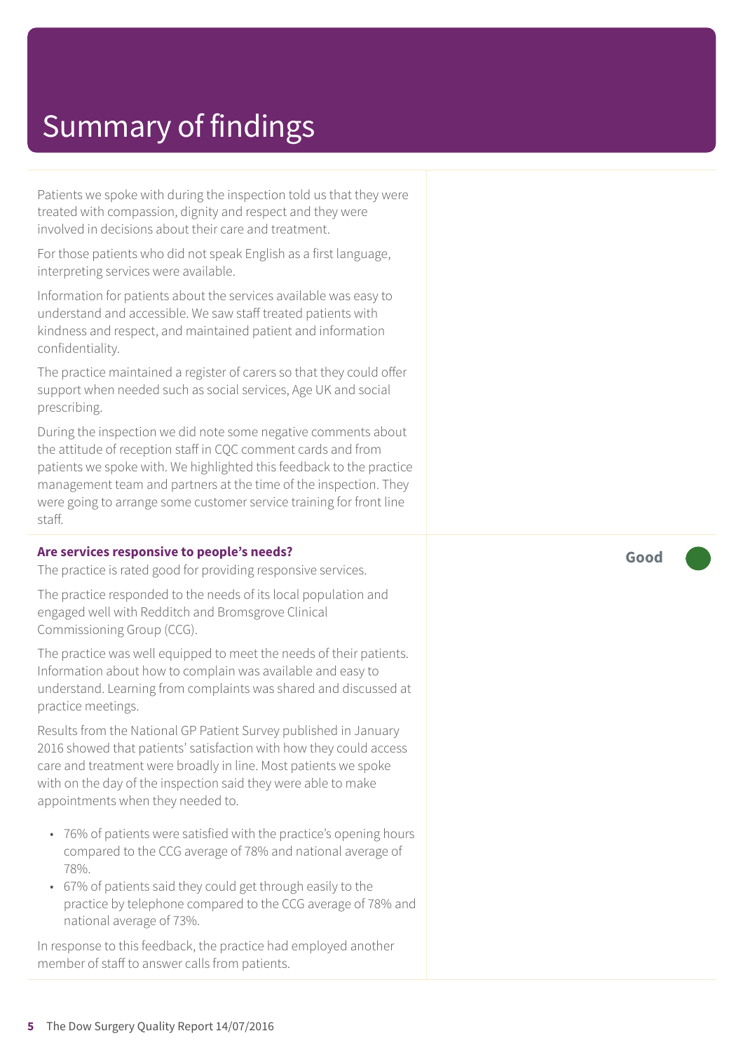# Summary of findings

Patients we spoke with during the inspection told us that they were treated with compassion, dignity and respect and they were involved in decisions about their care and treatment.

For those patients who did not speak English as a first language, interpreting services were available.

Information for patients about the services available was easy to understand and accessible. We saw staff treated patients with kindness and respect, and maintained patient and information confidentiality.

The practice maintained a register of carers so that they could offer support when needed such as social services, Age UK and social prescribing.

During the inspection we did note some negative comments about the attitude of reception staff in CQC comment cards and from patients we spoke with. We highlighted this feedback to the practice management team and partners at the time of the inspection. They were going to arrange some customer service training for front line staff.

**Are services responsive to people's needs?** — **Good**

The practice is rated good for providing responsive services.

The practice responded to the needs of its local population and engaged well with Redditch and Bromsgrove Clinical Commissioning Group (CCG).

The practice was well equipped to meet the needs of their patients. Information about how to complain was available and easy to understand. Learning from complaints was shared and discussed at practice meetings.

Results from the National GP Patient Survey published in January 2016 showed that patients' satisfaction with how they could access care and treatment were broadly in line. Most patients we spoke with on the day of the inspection said they were able to make appointments when they needed to.

- 76% of patients were satisfied with the practice's opening hours compared to the CCG average of 78% and national average of 78%.
- 67% of patients said they could get through easily to the practice by telephone compared to the CCG average of 78% and national average of 73%.

In response to this feedback, the practice had employed another member of staff to answer calls from patients.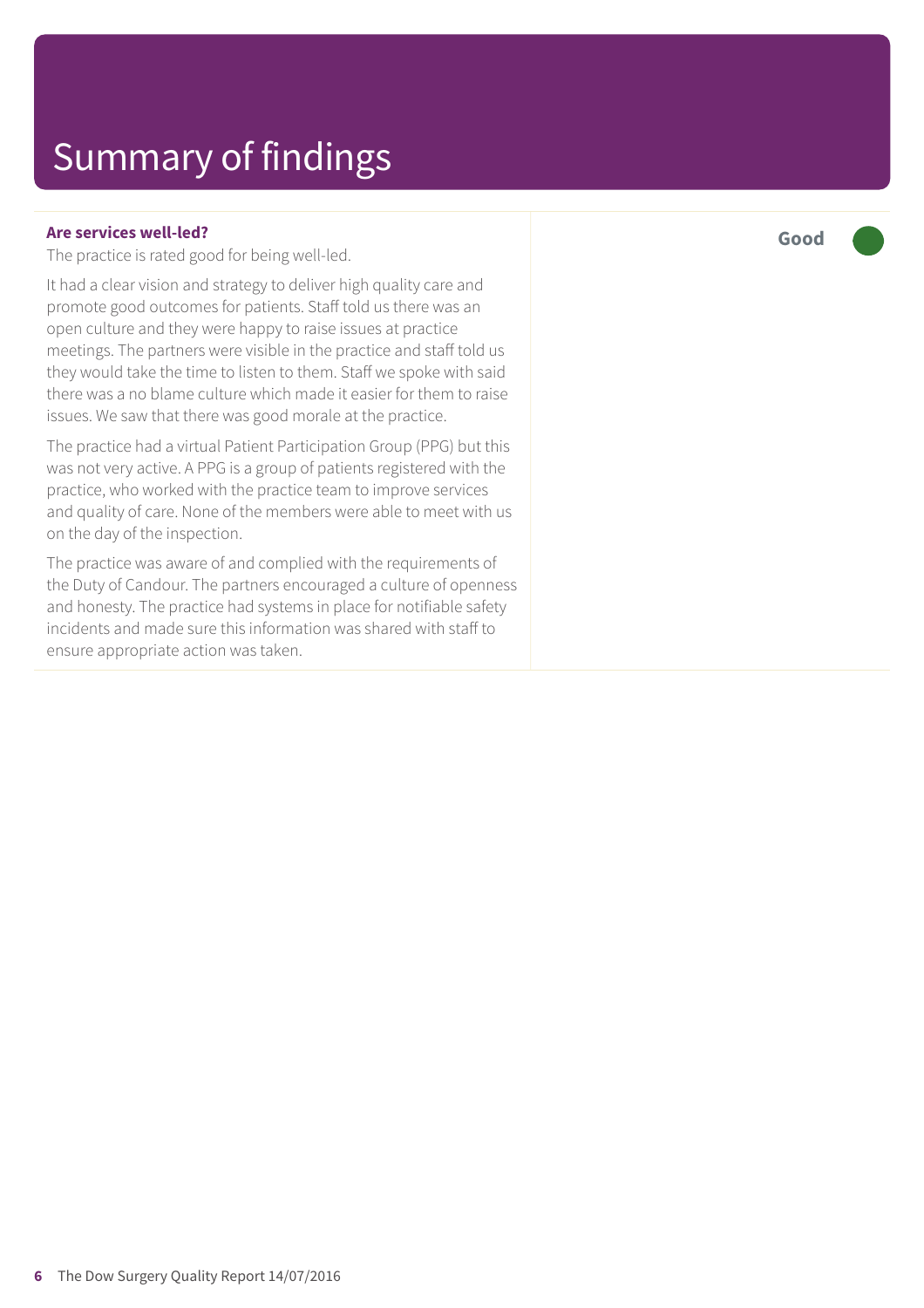# Summary of findings

**Are services well-led?**

**Good**

The practice is rated good for being well-led.

It had a clear vision and strategy to deliver high quality care and promote good outcomes for patients. Staff told us there was an open culture and they were happy to raise issues at practice meetings. The partners were visible in the practice and staff told us they would take the time to listen to them. Staff we spoke with said there was a no blame culture which made it easier for them to raise issues. We saw that there was good morale at the practice.

The practice had a virtual Patient Participation Group (PPG) but this was not very active. A PPG is a group of patients registered with the practice, who worked with the practice team to improve services and quality of care. None of the members were able to meet with us on the day of the inspection.

The practice was aware of and complied with the requirements of the Duty of Candour. The partners encouraged a culture of openness and honesty. The practice had systems in place for notifiable safety incidents and made sure this information was shared with staff to ensure appropriate action was taken.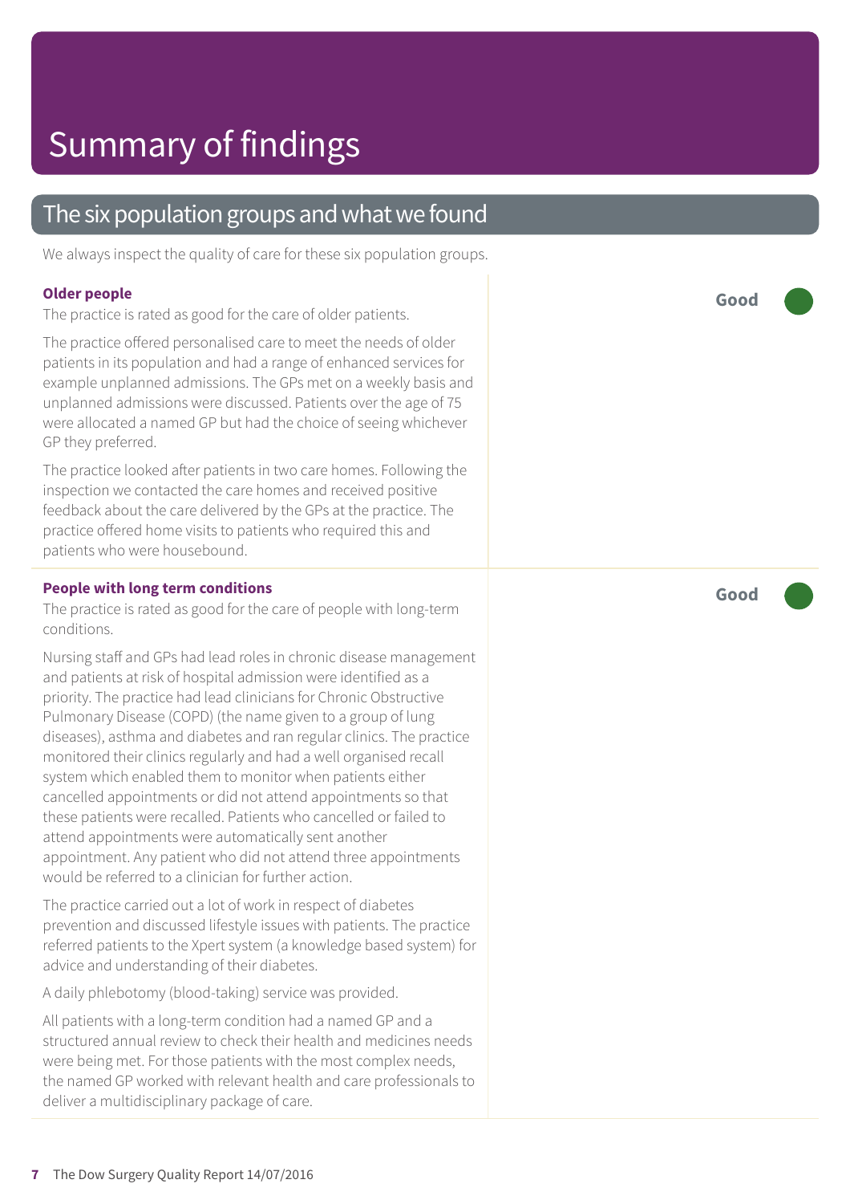# Summary of findings

## The six population groups and what we found

We always inspect the quality of care for these six population groups.

### Older people

**Good**

The practice is rated as good for the care of older patients.

The practice offered personalised care to meet the needs of older patients in its population and had a range of enhanced services for example unplanned admissions. The GPs met on a weekly basis and unplanned admissions were discussed. Patients over the age of 75 were allocated a named GP but had the choice of seeing whichever GP they preferred.

The practice looked after patients in two care homes. Following the inspection we contacted the care homes and received positive feedback about the care delivered by the GPs at the practice. The practice offered home visits to patients who required this and patients who were housebound.

### People with long term conditions

**Good**

The practice is rated as good for the care of people with long-term conditions.

Nursing staff and GPs had lead roles in chronic disease management and patients at risk of hospital admission were identified as a priority. The practice had lead clinicians for Chronic Obstructive Pulmonary Disease (COPD) (the name given to a group of lung diseases), asthma and diabetes and ran regular clinics. The practice monitored their clinics regularly and had a well organised recall system which enabled them to monitor when patients either cancelled appointments or did not attend appointments so that these patients were recalled. Patients who cancelled or failed to attend appointments were automatically sent another appointment. Any patient who did not attend three appointments would be referred to a clinician for further action.

The practice carried out a lot of work in respect of diabetes prevention and discussed lifestyle issues with patients. The practice referred patients to the Xpert system (a knowledge based system) for advice and understanding of their diabetes.

A daily phlebotomy (blood-taking) service was provided.

All patients with a long-term condition had a named GP and a structured annual review to check their health and medicines needs were being met. For those patients with the most complex needs, the named GP worked with relevant health and care professionals to deliver a multidisciplinary package of care.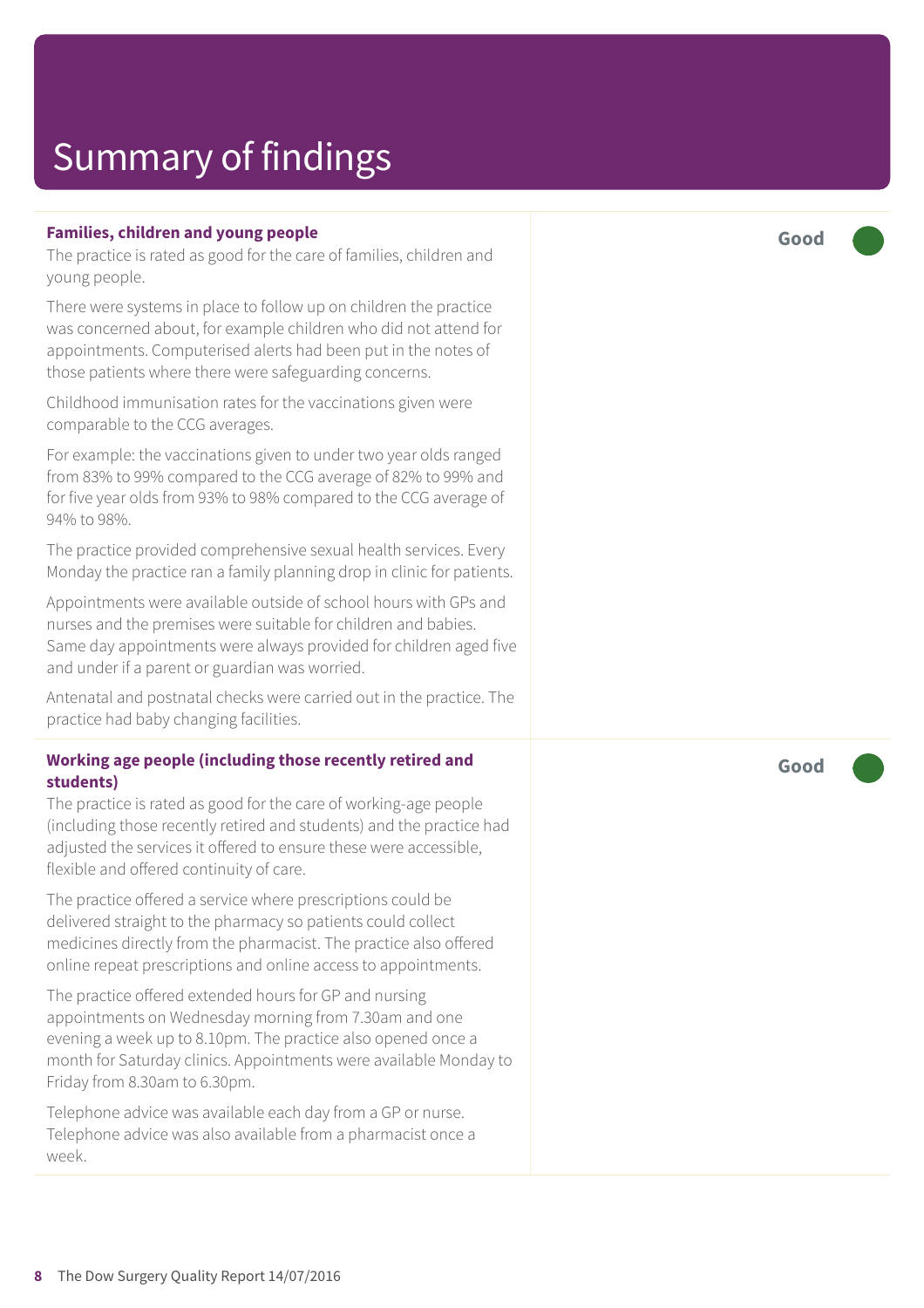# Summary of findings

### Families, children and young people

**Good**

The practice is rated as good for the care of families, children and young people.

There were systems in place to follow up on children the practice was concerned about, for example children who did not attend for appointments. Computerised alerts had been put in the notes of those patients where there were safeguarding concerns.

Childhood immunisation rates for the vaccinations given were comparable to the CCG averages.

For example: the vaccinations given to under two year olds ranged from 83% to 99% compared to the CCG average of 82% to 99% and for five year olds from 93% to 98% compared to the CCG average of 94% to 98%.

The practice provided comprehensive sexual health services. Every Monday the practice ran a family planning drop in clinic for patients.

Appointments were available outside of school hours with GPs and nurses and the premises were suitable for children and babies. Same day appointments were always provided for children aged five and under if a parent or guardian was worried.

Antenatal and postnatal checks were carried out in the practice. The practice had baby changing facilities.

### Working age people (including those recently retired and students)

**Good**

The practice is rated as good for the care of working-age people (including those recently retired and students) and the practice had adjusted the services it offered to ensure these were accessible, flexible and offered continuity of care.

The practice offered a service where prescriptions could be delivered straight to the pharmacy so patients could collect medicines directly from the pharmacist. The practice also offered online repeat prescriptions and online access to appointments.

The practice offered extended hours for GP and nursing appointments on Wednesday morning from 7.30am and one evening a week up to 8.10pm. The practice also opened once a month for Saturday clinics. Appointments were available Monday to Friday from 8.30am to 6.30pm.

Telephone advice was available each day from a GP or nurse. Telephone advice was also available from a pharmacist once a week.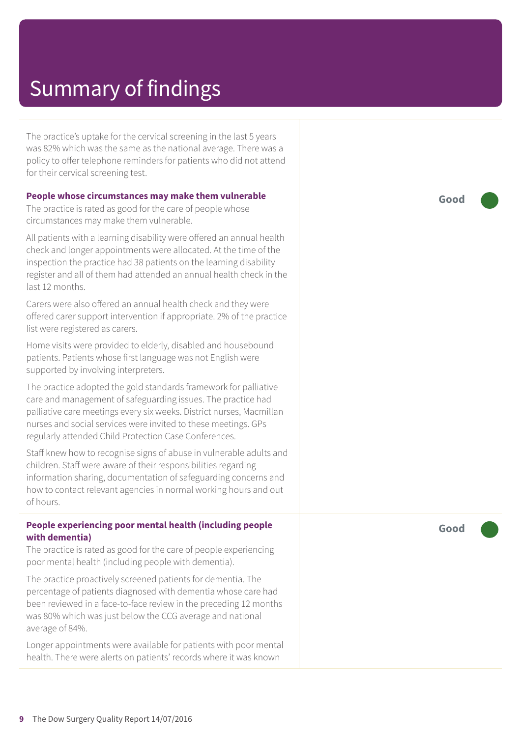# Summary of findings

The practice's uptake for the cervical screening in the last 5 years was 82% which was the same as the national average. There was a policy to offer telephone reminders for patients who did not attend for their cervical screening test.

**People whose circumstances may make them vulnerable**

The practice is rated as good for the care of people whose circumstances may make them vulnerable.

**Good**

All patients with a learning disability were offered an annual health check and longer appointments were allocated. At the time of the inspection the practice had 38 patients on the learning disability register and all of them had attended an annual health check in the last 12 months.

Carers were also offered an annual health check and they were offered carer support intervention if appropriate. 2% of the practice list were registered as carers.

Home visits were provided to elderly, disabled and housebound patients. Patients whose first language was not English were supported by involving interpreters.

The practice adopted the gold standards framework for palliative care and management of safeguarding issues. The practice had palliative care meetings every six weeks. District nurses, Macmillan nurses and social services were invited to these meetings. GPs regularly attended Child Protection Case Conferences.

Staff knew how to recognise signs of abuse in vulnerable adults and children. Staff were aware of their responsibilities regarding information sharing, documentation of safeguarding concerns and how to contact relevant agencies in normal working hours and out of hours.

**People experiencing poor mental health (including people with dementia)**

The practice is rated as good for the care of people experiencing poor mental health (including people with dementia).

**Good**

The practice proactively screened patients for dementia. The percentage of patients diagnosed with dementia whose care had been reviewed in a face-to-face review in the preceding 12 months was 80% which was just below the CCG average and national average of 84%.

Longer appointments were available for patients with poor mental health. There were alerts on patients' records where it was known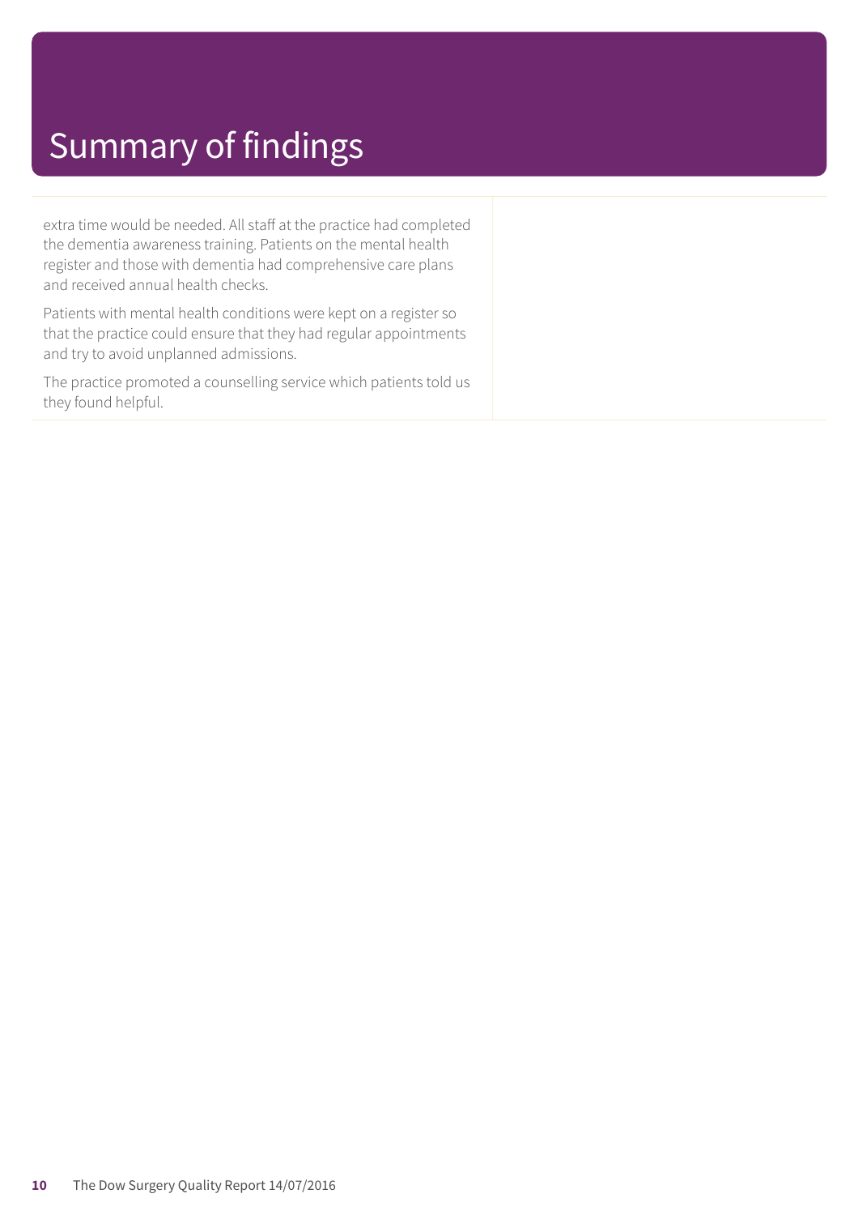# Summary of findings

extra time would be needed. All staff at the practice had completed the dementia awareness training. Patients on the mental health register and those with dementia had comprehensive care plans and received annual health checks.

Patients with mental health conditions were kept on a register so that the practice could ensure that they had regular appointments and try to avoid unplanned admissions.

The practice promoted a counselling service which patients told us they found helpful.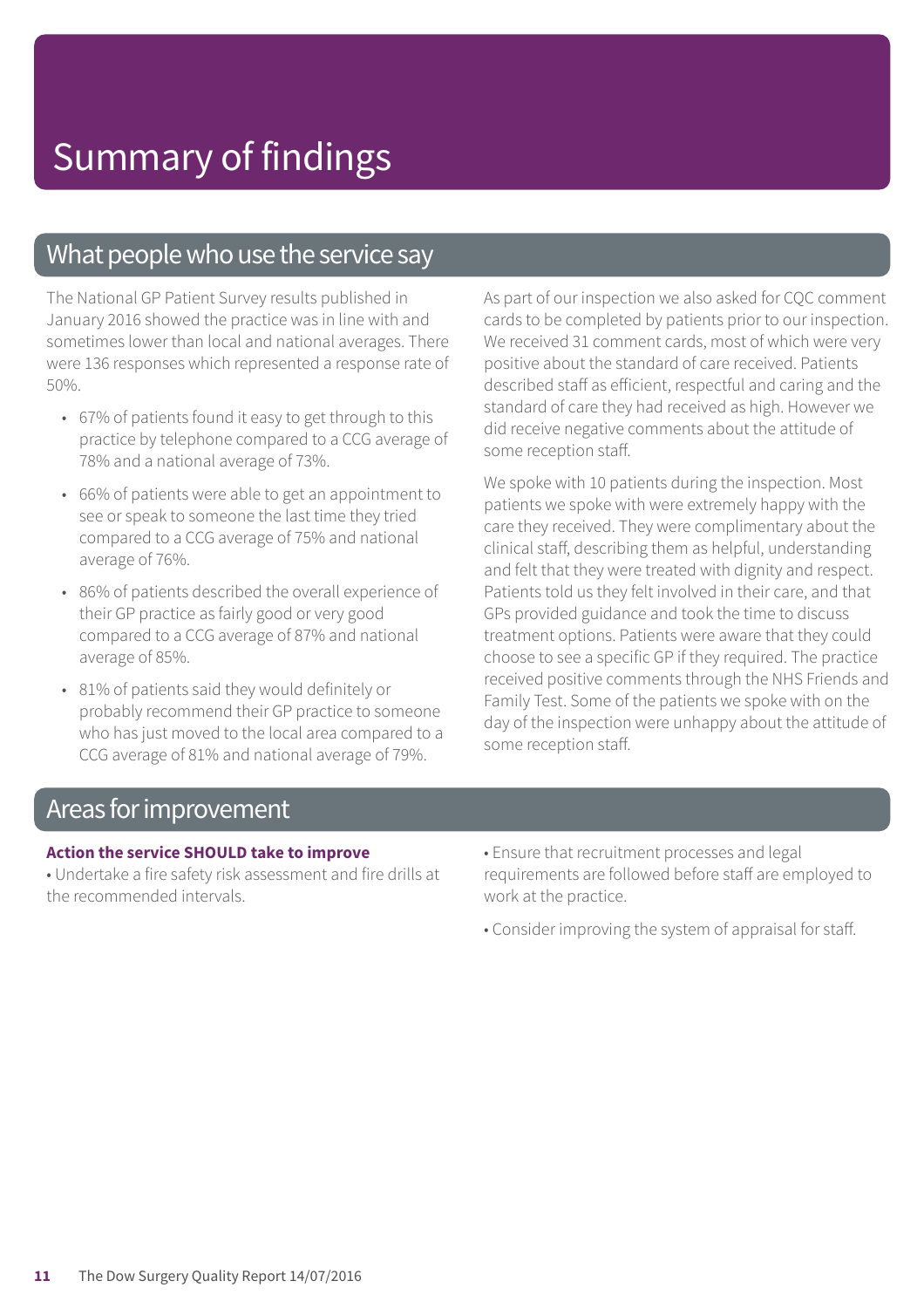# Summary of findings

## What people who use the service say

The National GP Patient Survey results published in January 2016 showed the practice was in line with and sometimes lower than local and national averages. There were 136 responses which represented a response rate of 50%.

- 67% of patients found it easy to get through to this practice by telephone compared to a CCG average of 78% and a national average of 73%.
- 66% of patients were able to get an appointment to see or speak to someone the last time they tried compared to a CCG average of 75% and national average of 76%.
- 86% of patients described the overall experience of their GP practice as fairly good or very good compared to a CCG average of 87% and national average of 85%.
- 81% of patients said they would definitely or probably recommend their GP practice to someone who has just moved to the local area compared to a CCG average of 81% and national average of 79%.

As part of our inspection we also asked for CQC comment cards to be completed by patients prior to our inspection. We received 31 comment cards, most of which were very positive about the standard of care received. Patients described staff as efficient, respectful and caring and the standard of care they had received as high. However we did receive negative comments about the attitude of some reception staff.

We spoke with 10 patients during the inspection. Most patients we spoke with were extremely happy with the care they received. They were complimentary about the clinical staff, describing them as helpful, understanding and felt that they were treated with dignity and respect. Patients told us they felt involved in their care, and that GPs provided guidance and took the time to discuss treatment options. Patients were aware that they could choose to see a specific GP if they required. The practice received positive comments through the NHS Friends and Family Test. Some of the patients we spoke with on the day of the inspection were unhappy about the attitude of some reception staff.

## Areas for improvement

**Action the service SHOULD take to improve**

- Undertake a fire safety risk assessment and fire drills at the recommended intervals.
- Ensure that recruitment processes and legal requirements are followed before staff are employed to work at the practice.
- Consider improving the system of appraisal for staff.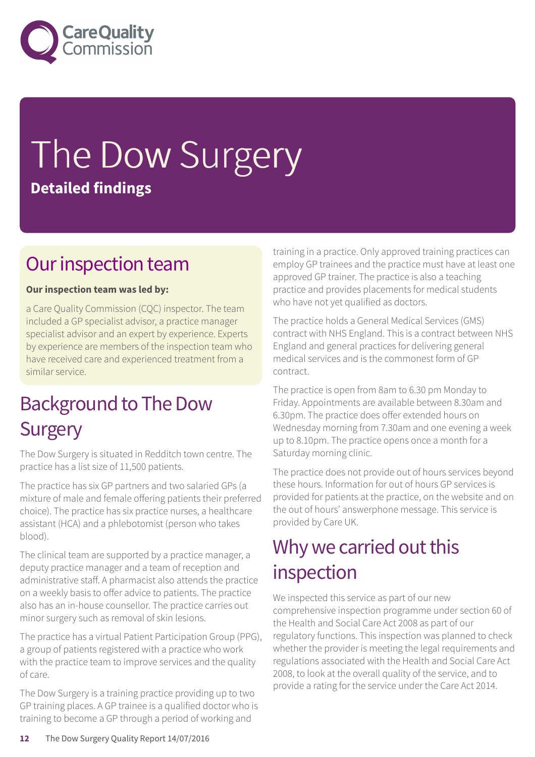# The Dow Surgery

**Detailed findings**

## Our inspection team

**Our inspection team was led by:**

a Care Quality Commission (CQC) inspector. The team included a GP specialist advisor, a practice manager specialist advisor and an expert by experience. Experts by experience are members of the inspection team who have received care and experienced treatment from a similar service.

## Background to The Dow Surgery

The Dow Surgery is situated in Redditch town centre. The practice has a list size of 11,500 patients.

The practice has six GP partners and two salaried GPs (a mixture of male and female offering patients their preferred choice). The practice has six practice nurses, a healthcare assistant (HCA) and a phlebotomist (person who takes blood).

The clinical team are supported by a practice manager, a deputy practice manager and a team of reception and administrative staff. A pharmacist also attends the practice on a weekly basis to offer advice to patients. The practice also has an in-house counsellor. The practice carries out minor surgery such as removal of skin lesions.

The practice has a virtual Patient Participation Group (PPG), a group of patients registered with a practice who work with the practice team to improve services and the quality of care.

The Dow Surgery is a training practice providing up to two GP training places. A GP trainee is a qualified doctor who is training to become a GP through a period of working and training in a practice. Only approved training practices can employ GP trainees and the practice must have at least one approved GP trainer. The practice is also a teaching practice and provides placements for medical students who have not yet qualified as doctors.

The practice holds a General Medical Services (GMS) contract with NHS England. This is a contract between NHS England and general practices for delivering general medical services and is the commonest form of GP contract.

The practice is open from 8am to 6.30 pm Monday to Friday. Appointments are available between 8.30am and 6.30pm. The practice does offer extended hours on Wednesday morning from 7.30am and one evening a week up to 8.10pm. The practice opens once a month for a Saturday morning clinic.

The practice does not provide out of hours services beyond these hours. Information for out of hours GP services is provided for patients at the practice, on the website and on the out of hours' answerphone message. This service is provided by Care UK.

## Why we carried out this inspection

We inspected this service as part of our new comprehensive inspection programme under section 60 of the Health and Social Care Act 2008 as part of our regulatory functions. This inspection was planned to check whether the provider is meeting the legal requirements and regulations associated with the Health and Social Care Act 2008, to look at the overall quality of the service, and to provide a rating for the service under the Care Act 2014.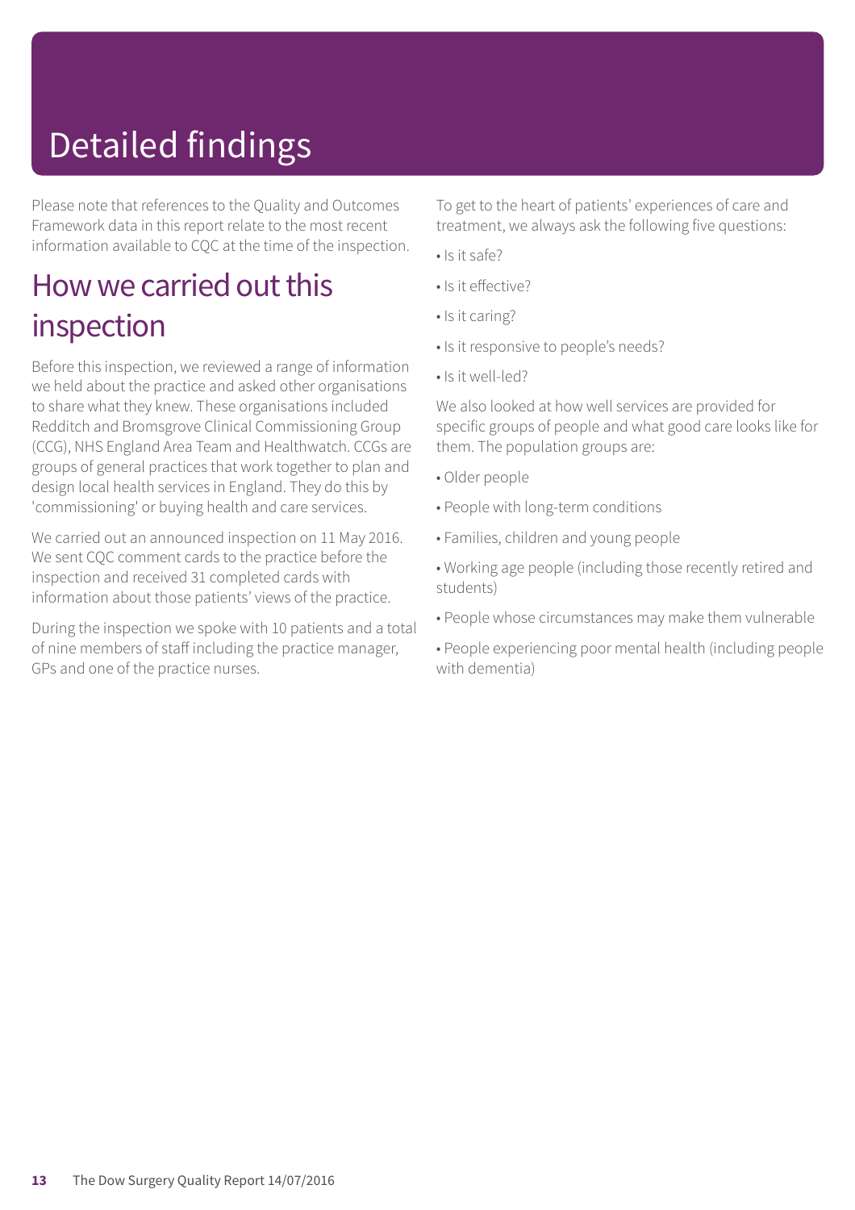# Detailed findings

Please note that references to the Quality and Outcomes Framework data in this report relate to the most recent information available to CQC at the time of the inspection.

## How we carried out this inspection

Before this inspection, we reviewed a range of information we held about the practice and asked other organisations to share what they knew. These organisations included Redditch and Bromsgrove Clinical Commissioning Group (CCG), NHS England Area Team and Healthwatch. CCGs are groups of general practices that work together to plan and design local health services in England. They do this by 'commissioning' or buying health and care services.

We carried out an announced inspection on 11 May 2016. We sent CQC comment cards to the practice before the inspection and received 31 completed cards with information about those patients' views of the practice.

During the inspection we spoke with 10 patients and a total of nine members of staff including the practice manager, GPs and one of the practice nurses.

To get to the heart of patients' experiences of care and treatment, we always ask the following five questions:

- Is it safe?
- Is it effective?
- Is it caring?
- Is it responsive to people's needs?
- Is it well-led?

We also looked at how well services are provided for specific groups of people and what good care looks like for them. The population groups are:

- Older people
- People with long-term conditions
- Families, children and young people
- Working age people (including those recently retired and students)
- People whose circumstances may make them vulnerable
- People experiencing poor mental health (including people with dementia)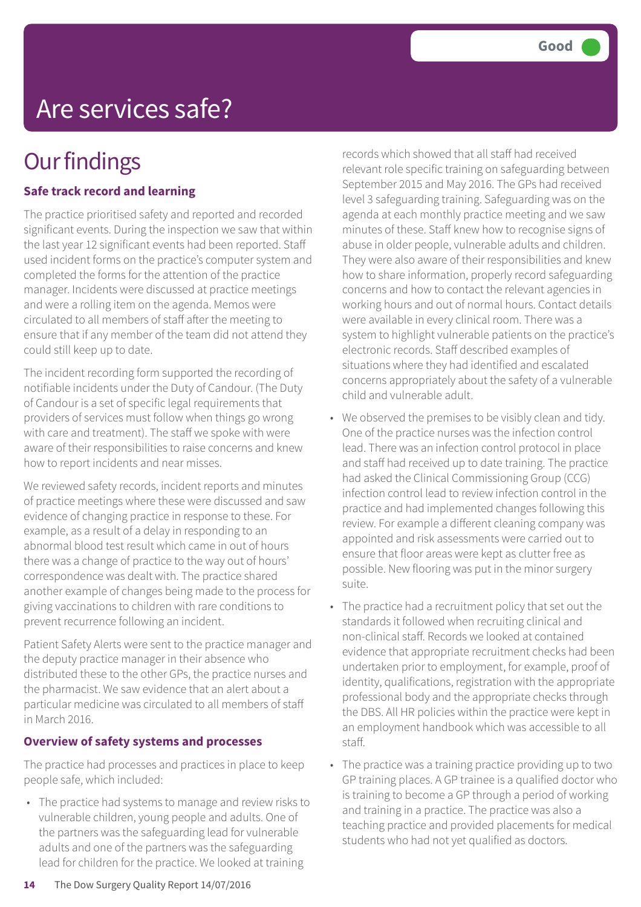Good

# Are services safe?

## Our findings

### Safe track record and learning

The practice prioritised safety and reported and recorded significant events. During the inspection we saw that within the last year 12 significant events had been reported. Staff used incident forms on the practice's computer system and completed the forms for the attention of the practice manager. Incidents were discussed at practice meetings and were a rolling item on the agenda. Memos were circulated to all members of staff after the meeting to ensure that if any member of the team did not attend they could still keep up to date.

The incident recording form supported the recording of notifiable incidents under the Duty of Candour. (The Duty of Candour is a set of specific legal requirements that providers of services must follow when things go wrong with care and treatment). The staff we spoke with were aware of their responsibilities to raise concerns and knew how to report incidents and near misses.

We reviewed safety records, incident reports and minutes of practice meetings where these were discussed and saw evidence of changing practice in response to these. For example, as a result of a delay in responding to an abnormal blood test result which came in out of hours there was a change of practice to the way out of hours' correspondence was dealt with. The practice shared another example of changes being made to the process for giving vaccinations to children with rare conditions to prevent recurrence following an incident.

Patient Safety Alerts were sent to the practice manager and the deputy practice manager in their absence who distributed these to the other GPs, the practice nurses and the pharmacist. We saw evidence that an alert about a particular medicine was circulated to all members of staff in March 2016.

### Overview of safety systems and processes

The practice had processes and practices in place to keep people safe, which included:

- The practice had systems to manage and review risks to vulnerable children, young people and adults. One of the partners was the safeguarding lead for vulnerable adults and one of the partners was the safeguarding lead for children for the practice. We looked at training records which showed that all staff had received relevant role specific training on safeguarding between September 2015 and May 2016. The GPs had received level 3 safeguarding training. Safeguarding was on the agenda at each monthly practice meeting and we saw minutes of these. Staff knew how to recognise signs of abuse in older people, vulnerable adults and children. They were also aware of their responsibilities and knew how to share information, properly record safeguarding concerns and how to contact the relevant agencies in working hours and out of normal hours. Contact details were available in every clinical room. There was a system to highlight vulnerable patients on the practice's electronic records. Staff described examples of situations where they had identified and escalated concerns appropriately about the safety of a vulnerable child and vulnerable adult.
- We observed the premises to be visibly clean and tidy. One of the practice nurses was the infection control lead. There was an infection control protocol in place and staff had received up to date training. The practice had asked the Clinical Commissioning Group (CCG) infection control lead to review infection control in the practice and had implemented changes following this review. For example a different cleaning company was appointed and risk assessments were carried out to ensure that floor areas were kept as clutter free as possible. New flooring was put in the minor surgery suite.
- The practice had a recruitment policy that set out the standards it followed when recruiting clinical and non-clinical staff. Records we looked at contained evidence that appropriate recruitment checks had been undertaken prior to employment, for example, proof of identity, qualifications, registration with the appropriate professional body and the appropriate checks through the DBS. All HR policies within the practice were kept in an employment handbook which was accessible to all staff.
- The practice was a training practice providing up to two GP training places. A GP trainee is a qualified doctor who is training to become a GP through a period of working and training in a practice. The practice was also a teaching practice and provided placements for medical students who had not yet qualified as doctors.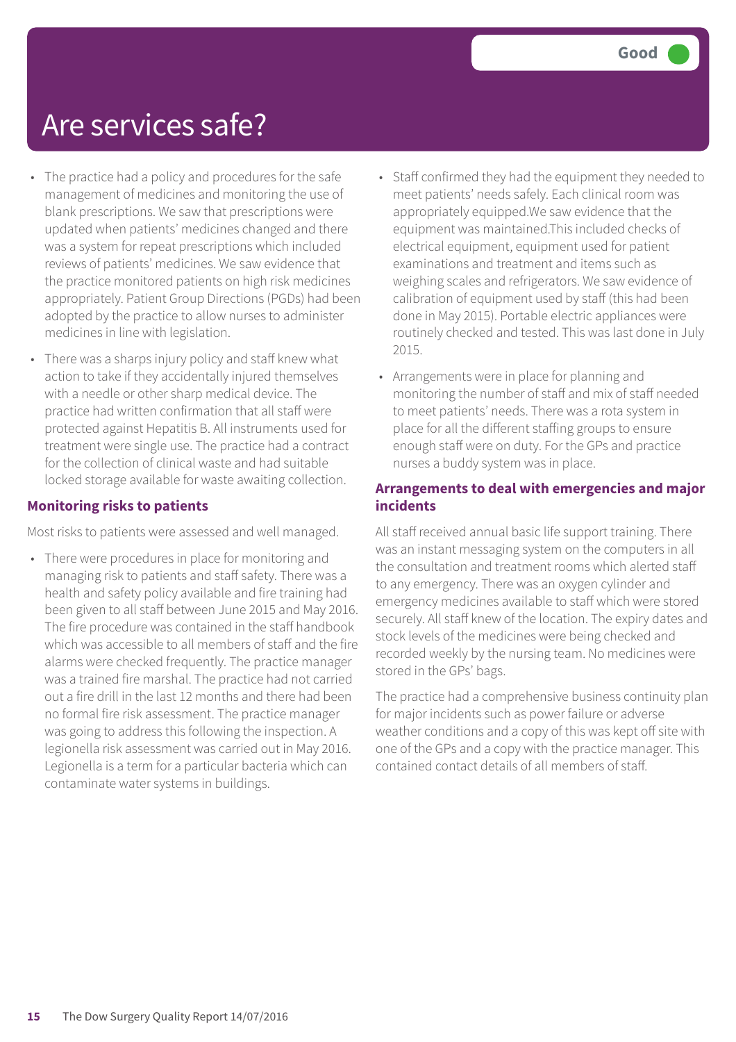# Are services safe?

Good

- The practice had a policy and procedures for the safe management of medicines and monitoring the use of blank prescriptions. We saw that prescriptions were updated when patients' medicines changed and there was a system for repeat prescriptions which included reviews of patients' medicines. We saw evidence that the practice monitored patients on high risk medicines appropriately. Patient Group Directions (PGDs) had been adopted by the practice to allow nurses to administer medicines in line with legislation.
- There was a sharps injury policy and staff knew what action to take if they accidentally injured themselves with a needle or other sharp medical device. The practice had written confirmation that all staff were protected against Hepatitis B. All instruments used for treatment were single use. The practice had a contract for the collection of clinical waste and had suitable locked storage available for waste awaiting collection.

### Monitoring risks to patients

Most risks to patients were assessed and well managed.

- There were procedures in place for monitoring and managing risk to patients and staff safety. There was a health and safety policy available and fire training had been given to all staff between June 2015 and May 2016. The fire procedure was contained in the staff handbook which was accessible to all members of staff and the fire alarms were checked frequently. The practice manager was a trained fire marshal. The practice had not carried out a fire drill in the last 12 months and there had been no formal fire risk assessment. The practice manager was going to address this following the inspection. A legionella risk assessment was carried out in May 2016. Legionella is a term for a particular bacteria which can contaminate water systems in buildings.
- Staff confirmed they had the equipment they needed to meet patients' needs safely. Each clinical room was appropriately equipped.We saw evidence that the equipment was maintained.This included checks of electrical equipment, equipment used for patient examinations and treatment and items such as weighing scales and refrigerators. We saw evidence of calibration of equipment used by staff (this had been done in May 2015). Portable electric appliances were routinely checked and tested. This was last done in July 2015.
- Arrangements were in place for planning and monitoring the number of staff and mix of staff needed to meet patients' needs. There was a rota system in place for all the different staffing groups to ensure enough staff were on duty. For the GPs and practice nurses a buddy system was in place.

### Arrangements to deal with emergencies and major incidents

All staff received annual basic life support training. There was an instant messaging system on the computers in all the consultation and treatment rooms which alerted staff to any emergency. There was an oxygen cylinder and emergency medicines available to staff which were stored securely. All staff knew of the location. The expiry dates and stock levels of the medicines were being checked and recorded weekly by the nursing team. No medicines were stored in the GPs' bags.

The practice had a comprehensive business continuity plan for major incidents such as power failure or adverse weather conditions and a copy of this was kept off site with one of the GPs and a copy with the practice manager. This contained contact details of all members of staff.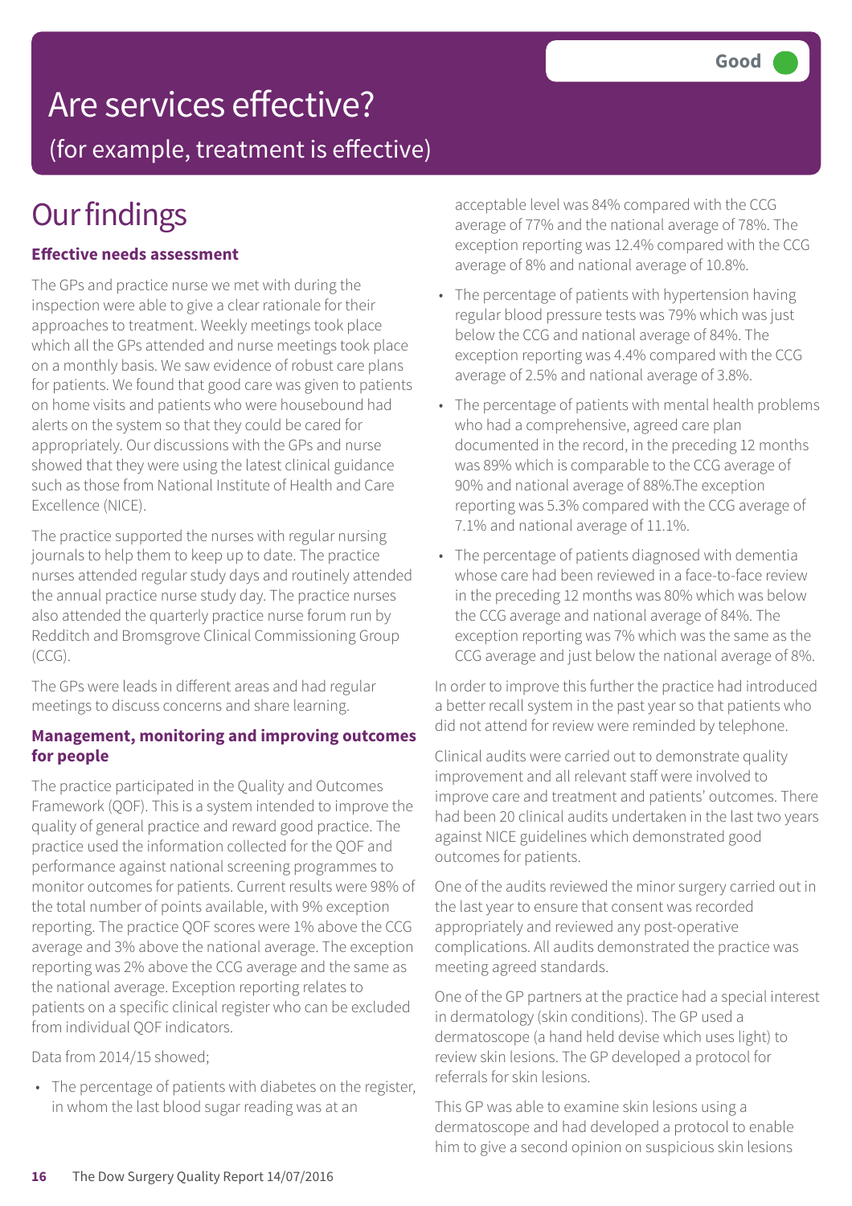# Are services effective?

## (for example, treatment is effective)

**Good**

# Our findings

### Effective needs assessment

The GPs and practice nurse we met with during the inspection were able to give a clear rationale for their approaches to treatment. Weekly meetings took place which all the GPs attended and nurse meetings took place on a monthly basis. We saw evidence of robust care plans for patients. We found that good care was given to patients on home visits and patients who were housebound had alerts on the system so that they could be cared for appropriately. Our discussions with the GPs and nurse showed that they were using the latest clinical guidance such as those from National Institute of Health and Care Excellence (NICE).

The practice supported the nurses with regular nursing journals to help them to keep up to date. The practice nurses attended regular study days and routinely attended the annual practice nurse study day. The practice nurses also attended the quarterly practice nurse forum run by Redditch and Bromsgrove Clinical Commissioning Group (CCG).

The GPs were leads in different areas and had regular meetings to discuss concerns and share learning.

### Management, monitoring and improving outcomes for people

The practice participated in the Quality and Outcomes Framework (QOF). This is a system intended to improve the quality of general practice and reward good practice. The practice used the information collected for the QOF and performance against national screening programmes to monitor outcomes for patients. Current results were 98% of the total number of points available, with 9% exception reporting. The practice QOF scores were 1% above the CCG average and 3% above the national average. The exception reporting was 2% above the CCG average and the same as the national average. Exception reporting relates to patients on a specific clinical register who can be excluded from individual QOF indicators.

Data from 2014/15 showed;

- The percentage of patients with diabetes on the register, in whom the last blood sugar reading was at an acceptable level was 84% compared with the CCG average of 77% and the national average of 78%. The exception reporting was 12.4% compared with the CCG average of 8% and national average of 10.8%.
- The percentage of patients with hypertension having regular blood pressure tests was 79% which was just below the CCG and national average of 84%. The exception reporting was 4.4% compared with the CCG average of 2.5% and national average of 3.8%.
- The percentage of patients with mental health problems who had a comprehensive, agreed care plan documented in the record, in the preceding 12 months was 89% which is comparable to the CCG average of 90% and national average of 88%.The exception reporting was 5.3% compared with the CCG average of 7.1% and national average of 11.1%.
- The percentage of patients diagnosed with dementia whose care had been reviewed in a face-to-face review in the preceding 12 months was 80% which was below the CCG average and national average of 84%. The exception reporting was 7% which was the same as the CCG average and just below the national average of 8%.

In order to improve this further the practice had introduced a better recall system in the past year so that patients who did not attend for review were reminded by telephone.

Clinical audits were carried out to demonstrate quality improvement and all relevant staff were involved to improve care and treatment and patients' outcomes. There had been 20 clinical audits undertaken in the last two years against NICE guidelines which demonstrated good outcomes for patients.

One of the audits reviewed the minor surgery carried out in the last year to ensure that consent was recorded appropriately and reviewed any post-operative complications. All audits demonstrated the practice was meeting agreed standards.

One of the GP partners at the practice had a special interest in dermatology (skin conditions). The GP used a dermatoscope (a hand held devise which uses light) to review skin lesions. The GP developed a protocol for referrals for skin lesions.

This GP was able to examine skin lesions using a dermatoscope and had developed a protocol to enable him to give a second opinion on suspicious skin lesions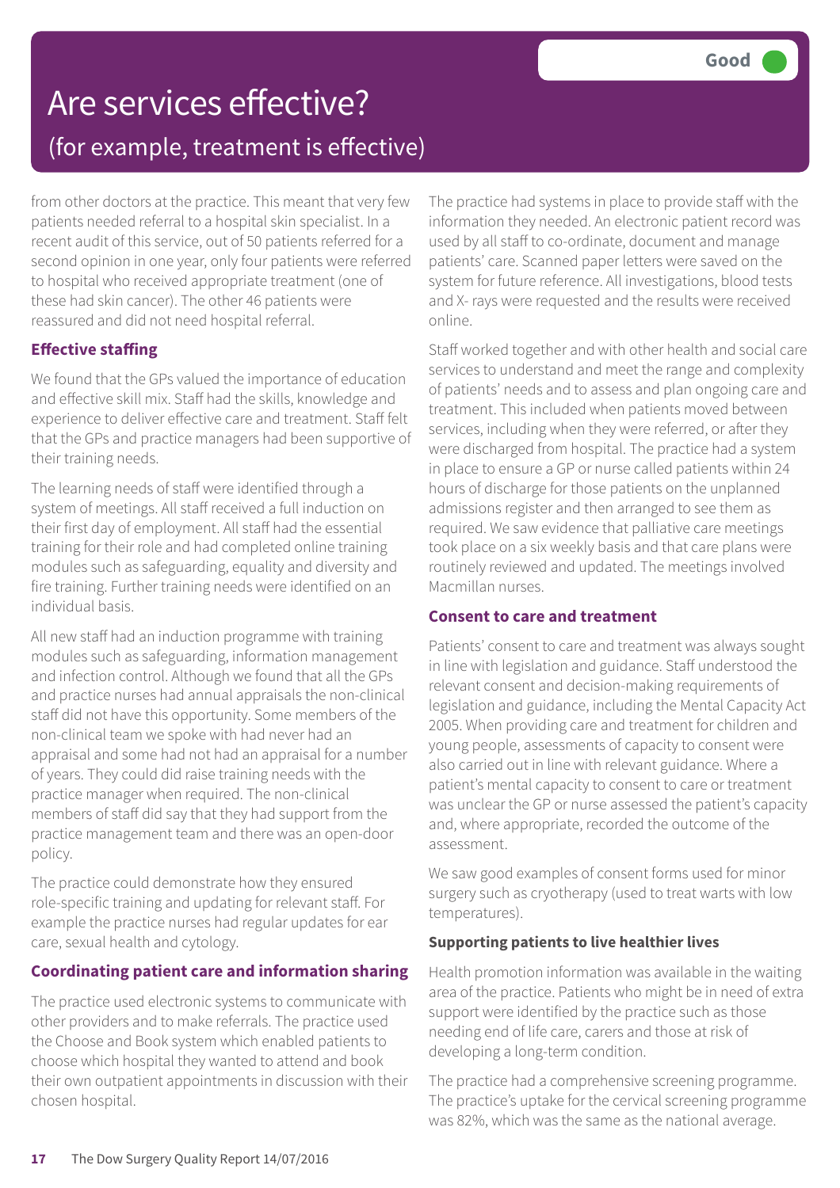# Are services effective?

## (for example, treatment is effective)

**Good**

from other doctors at the practice. This meant that very few patients needed referral to a hospital skin specialist. In a recent audit of this service, out of 50 patients referred for a second opinion in one year, only four patients were referred to hospital who received appropriate treatment (one of these had skin cancer). The other 46 patients were reassured and did not need hospital referral.

### Effective staffing

We found that the GPs valued the importance of education and effective skill mix. Staff had the skills, knowledge and experience to deliver effective care and treatment. Staff felt that the GPs and practice managers had been supportive of their training needs.

The learning needs of staff were identified through a system of meetings. All staff received a full induction on their first day of employment. All staff had the essential training for their role and had completed online training modules such as safeguarding, equality and diversity and fire training. Further training needs were identified on an individual basis.

All new staff had an induction programme with training modules such as safeguarding, information management and infection control. Although we found that all the GPs and practice nurses had annual appraisals the non-clinical staff did not have this opportunity. Some members of the non-clinical team we spoke with had never had an appraisal and some had not had an appraisal for a number of years. They could did raise training needs with the practice manager when required. The non-clinical members of staff did say that they had support from the practice management team and there was an open-door policy.

The practice could demonstrate how they ensured role-specific training and updating for relevant staff. For example the practice nurses had regular updates for ear care, sexual health and cytology.

### Coordinating patient care and information sharing

The practice used electronic systems to communicate with other providers and to make referrals. The practice used the Choose and Book system which enabled patients to choose which hospital they wanted to attend and book their own outpatient appointments in discussion with their chosen hospital.

The practice had systems in place to provide staff with the information they needed. An electronic patient record was used by all staff to co-ordinate, document and manage patients' care. Scanned paper letters were saved on the system for future reference. All investigations, blood tests and X- rays were requested and the results were received online.

Staff worked together and with other health and social care services to understand and meet the range and complexity of patients' needs and to assess and plan ongoing care and treatment. This included when patients moved between services, including when they were referred, or after they were discharged from hospital. The practice had a system in place to ensure a GP or nurse called patients within 24 hours of discharge for those patients on the unplanned admissions register and then arranged to see them as required. We saw evidence that palliative care meetings took place on a six weekly basis and that care plans were routinely reviewed and updated. The meetings involved Macmillan nurses.

### Consent to care and treatment

Patients' consent to care and treatment was always sought in line with legislation and guidance. Staff understood the relevant consent and decision-making requirements of legislation and guidance, including the Mental Capacity Act 2005. When providing care and treatment for children and young people, assessments of capacity to consent were also carried out in line with relevant guidance. Where a patient's mental capacity to consent to care or treatment was unclear the GP or nurse assessed the patient's capacity and, where appropriate, recorded the outcome of the assessment.

We saw good examples of consent forms used for minor surgery such as cryotherapy (used to treat warts with low temperatures).

### Supporting patients to live healthier lives

Health promotion information was available in the waiting area of the practice. Patients who might be in need of extra support were identified by the practice such as those needing end of life care, carers and those at risk of developing a long-term condition.

The practice had a comprehensive screening programme. The practice's uptake for the cervical screening programme was 82%, which was the same as the national average.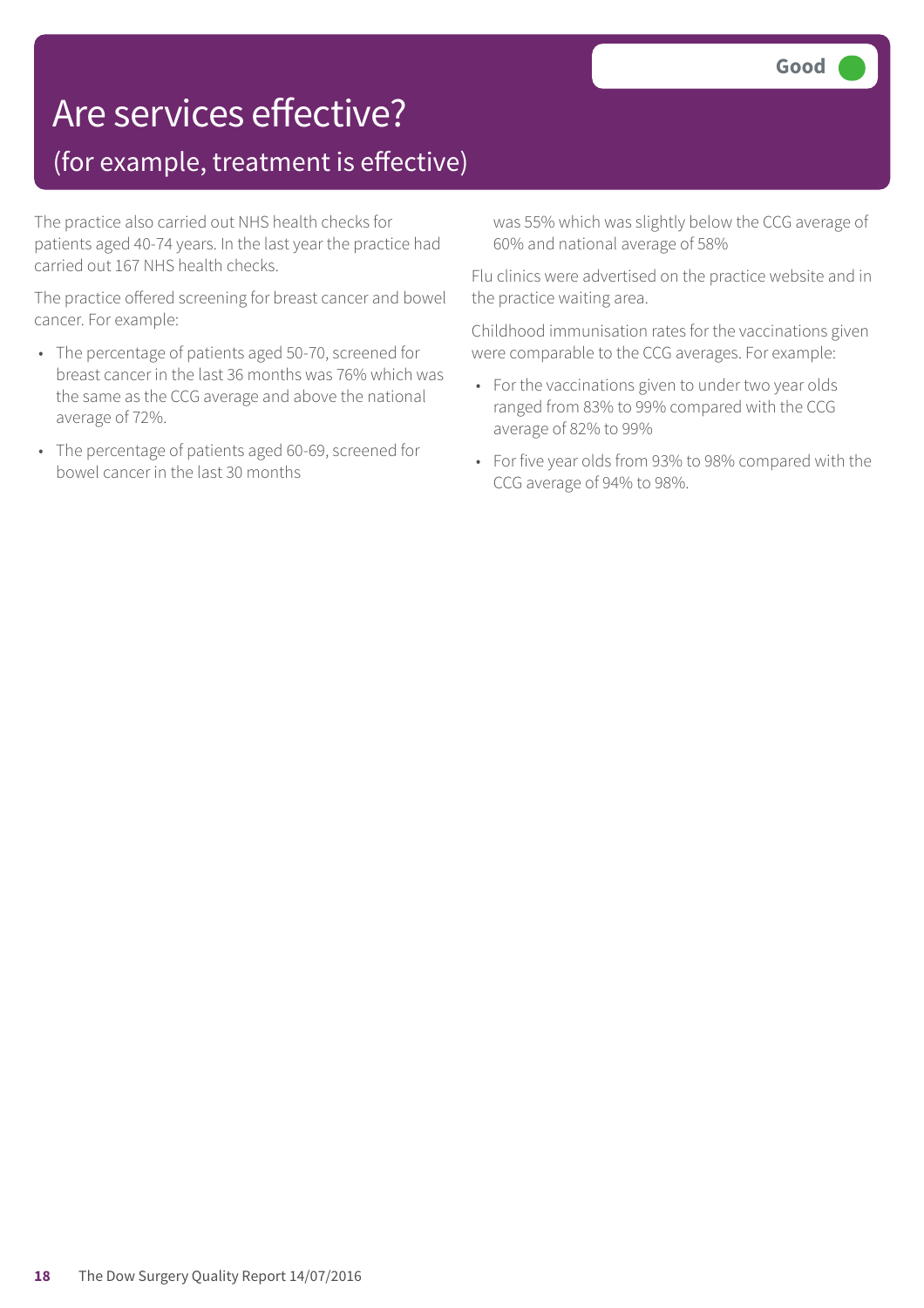# Are services effective?

## (for example, treatment is effective)

**Good**

The practice also carried out NHS health checks for patients aged 40-74 years. In the last year the practice had carried out 167 NHS health checks.

The practice offered screening for breast cancer and bowel cancer. For example:

- The percentage of patients aged 50-70, screened for breast cancer in the last 36 months was 76% which was the same as the CCG average and above the national average of 72%.
- The percentage of patients aged 60-69, screened for bowel cancer in the last 30 months was 55% which was slightly below the CCG average of 60% and national average of 58%

Flu clinics were advertised on the practice website and in the practice waiting area.

Childhood immunisation rates for the vaccinations given were comparable to the CCG averages. For example:

- For the vaccinations given to under two year olds ranged from 83% to 99% compared with the CCG average of 82% to 99%
- For five year olds from 93% to 98% compared with the CCG average of 94% to 98%.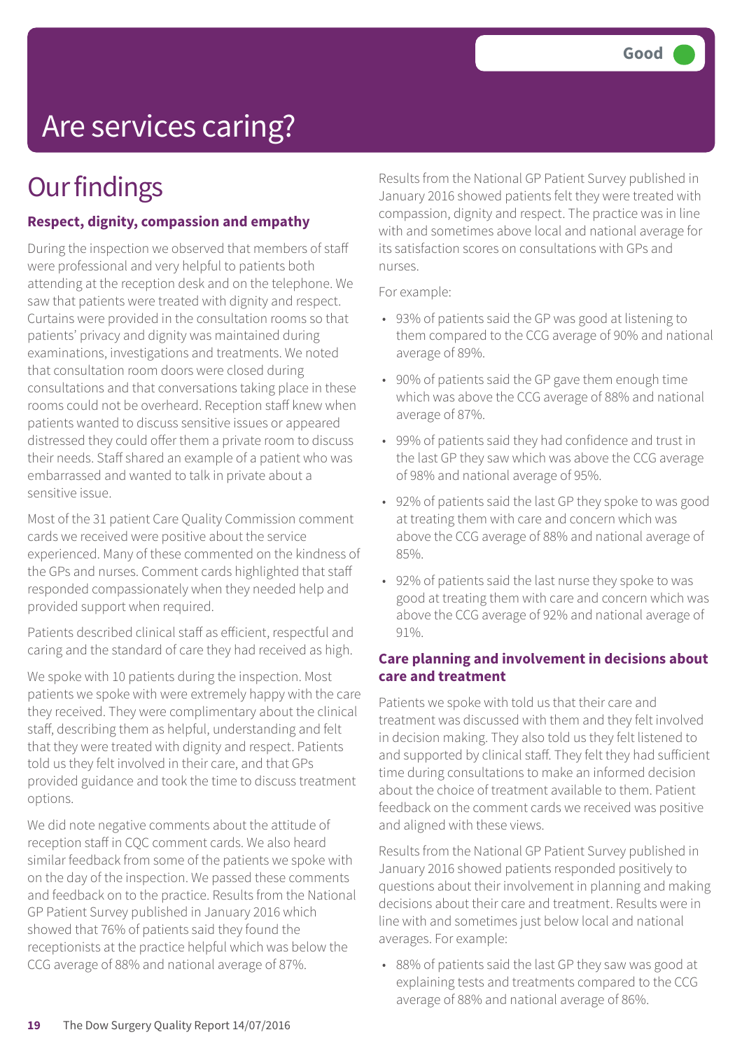# Are services caring?

**Good**

## Our findings

### Respect, dignity, compassion and empathy

During the inspection we observed that members of staff were professional and very helpful to patients both attending at the reception desk and on the telephone. We saw that patients were treated with dignity and respect. Curtains were provided in the consultation rooms so that patients' privacy and dignity was maintained during examinations, investigations and treatments. We noted that consultation room doors were closed during consultations and that conversations taking place in these rooms could not be overheard. Reception staff knew when patients wanted to discuss sensitive issues or appeared distressed they could offer them a private room to discuss their needs. Staff shared an example of a patient who was embarrassed and wanted to talk in private about a sensitive issue.

Most of the 31 patient Care Quality Commission comment cards we received were positive about the service experienced. Many of these commented on the kindness of the GPs and nurses. Comment cards highlighted that staff responded compassionately when they needed help and provided support when required.

Patients described clinical staff as efficient, respectful and caring and the standard of care they had received as high.

We spoke with 10 patients during the inspection. Most patients we spoke with were extremely happy with the care they received. They were complimentary about the clinical staff, describing them as helpful, understanding and felt that they were treated with dignity and respect. Patients told us they felt involved in their care, and that GPs provided guidance and took the time to discuss treatment options.

We did note negative comments about the attitude of reception staff in CQC comment cards. We also heard similar feedback from some of the patients we spoke with on the day of the inspection. We passed these comments and feedback on to the practice. Results from the National GP Patient Survey published in January 2016 which showed that 76% of patients said they found the receptionists at the practice helpful which was below the CCG average of 88% and national average of 87%.

Results from the National GP Patient Survey published in January 2016 showed patients felt they were treated with compassion, dignity and respect. The practice was in line with and sometimes above local and national average for its satisfaction scores on consultations with GPs and nurses.

For example:

- 93% of patients said the GP was good at listening to them compared to the CCG average of 90% and national average of 89%.
- 90% of patients said the GP gave them enough time which was above the CCG average of 88% and national average of 87%.
- 99% of patients said they had confidence and trust in the last GP they saw which was above the CCG average of 98% and national average of 95%.
- 92% of patients said the last GP they spoke to was good at treating them with care and concern which was above the CCG average of 88% and national average of 85%.
- 92% of patients said the last nurse they spoke to was good at treating them with care and concern which was above the CCG average of 92% and national average of 91%.

### Care planning and involvement in decisions about care and treatment

Patients we spoke with told us that their care and treatment was discussed with them and they felt involved in decision making. They also told us they felt listened to and supported by clinical staff. They felt they had sufficient time during consultations to make an informed decision about the choice of treatment available to them. Patient feedback on the comment cards we received was positive and aligned with these views.

Results from the National GP Patient Survey published in January 2016 showed patients responded positively to questions about their involvement in planning and making decisions about their care and treatment. Results were in line with and sometimes just below local and national averages. For example:

- 88% of patients said the last GP they saw was good at explaining tests and treatments compared to the CCG average of 88% and national average of 86%.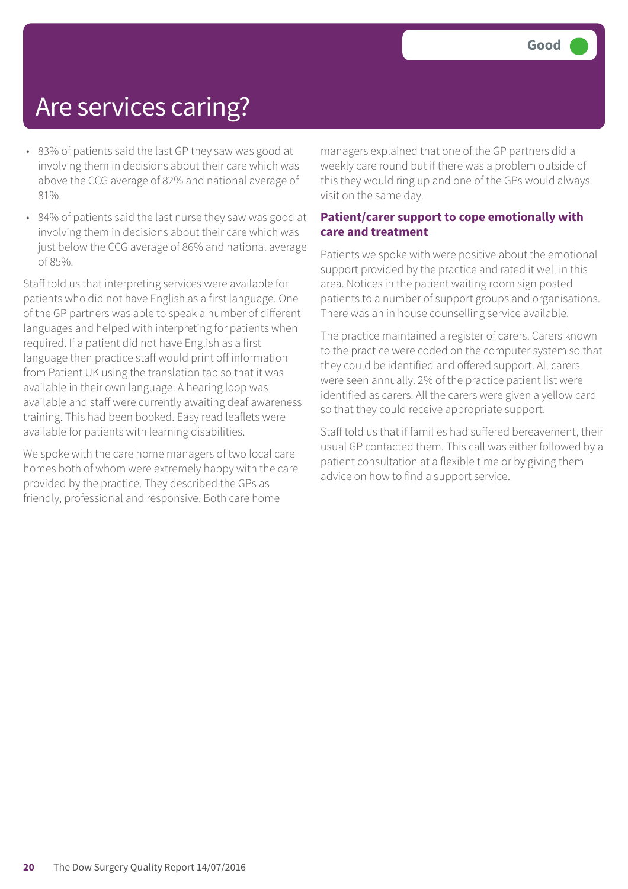# Are services caring?

Good

- 83% of patients said the last GP they saw was good at involving them in decisions about their care which was above the CCG average of 82% and national average of 81%.
- 84% of patients said the last nurse they saw was good at involving them in decisions about their care which was just below the CCG average of 86% and national average of 85%.

Staff told us that interpreting services were available for patients who did not have English as a first language. One of the GP partners was able to speak a number of different languages and helped with interpreting for patients when required. If a patient did not have English as a first language then practice staff would print off information from Patient UK using the translation tab so that it was available in their own language. A hearing loop was available and staff were currently awaiting deaf awareness training. This had been booked. Easy read leaflets were available for patients with learning disabilities.

We spoke with the care home managers of two local care homes both of whom were extremely happy with the care provided by the practice. They described the GPs as friendly, professional and responsive. Both care home managers explained that one of the GP partners did a weekly care round but if there was a problem outside of this they would ring up and one of the GPs would always visit on the same day.

### Patient/carer support to cope emotionally with care and treatment

Patients we spoke with were positive about the emotional support provided by the practice and rated it well in this area. Notices in the patient waiting room sign posted patients to a number of support groups and organisations. There was an in house counselling service available.

The practice maintained a register of carers. Carers known to the practice were coded on the computer system so that they could be identified and offered support. All carers were seen annually. 2% of the practice patient list were identified as carers. All the carers were given a yellow card so that they could receive appropriate support.

Staff told us that if families had suffered bereavement, their usual GP contacted them. This call was either followed by a patient consultation at a flexible time or by giving them advice on how to find a support service.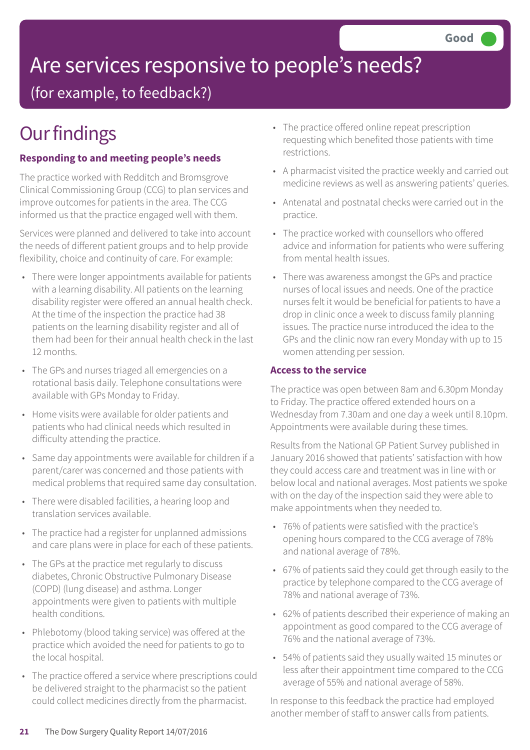Good

# Are services responsive to people's needs?

(for example, to feedback?)

## Our findings

### Responding to and meeting people's needs

The practice worked with Redditch and Bromsgrove Clinical Commissioning Group (CCG) to plan services and improve outcomes for patients in the area. The CCG informed us that the practice engaged well with them.

Services were planned and delivered to take into account the needs of different patient groups and to help provide flexibility, choice and continuity of care. For example:

- There were longer appointments available for patients with a learning disability. All patients on the learning disability register were offered an annual health check. At the time of the inspection the practice had 38 patients on the learning disability register and all of them had been for their annual health check in the last 12 months.
- The GPs and nurses triaged all emergencies on a rotational basis daily. Telephone consultations were available with GPs Monday to Friday.
- Home visits were available for older patients and patients who had clinical needs which resulted in difficulty attending the practice.
- Same day appointments were available for children if a parent/carer was concerned and those patients with medical problems that required same day consultation.
- There were disabled facilities, a hearing loop and translation services available.
- The practice had a register for unplanned admissions and care plans were in place for each of these patients.
- The GPs at the practice met regularly to discuss diabetes, Chronic Obstructive Pulmonary Disease (COPD) (lung disease) and asthma. Longer appointments were given to patients with multiple health conditions.
- Phlebotomy (blood taking service) was offered at the practice which avoided the need for patients to go to the local hospital.
- The practice offered a service where prescriptions could be delivered straight to the pharmacist so the patient could collect medicines directly from the pharmacist.
- The practice offered online repeat prescription requesting which benefited those patients with time restrictions.
- A pharmacist visited the practice weekly and carried out medicine reviews as well as answering patients' queries.
- Antenatal and postnatal checks were carried out in the practice.
- The practice worked with counsellors who offered advice and information for patients who were suffering from mental health issues.
- There was awareness amongst the GPs and practice nurses of local issues and needs. One of the practice nurses felt it would be beneficial for patients to have a drop in clinic once a week to discuss family planning issues. The practice nurse introduced the idea to the GPs and the clinic now ran every Monday with up to 15 women attending per session.

### Access to the service

The practice was open between 8am and 6.30pm Monday to Friday. The practice offered extended hours on a Wednesday from 7.30am and one day a week until 8.10pm. Appointments were available during these times.

Results from the National GP Patient Survey published in January 2016 showed that patients' satisfaction with how they could access care and treatment was in line with or below local and national averages. Most patients we spoke with on the day of the inspection said they were able to make appointments when they needed to.

- 76% of patients were satisfied with the practice's opening hours compared to the CCG average of 78% and national average of 78%.
- 67% of patients said they could get through easily to the practice by telephone compared to the CCG average of 78% and national average of 73%.
- 62% of patients described their experience of making an appointment as good compared to the CCG average of 76% and the national average of 73%.
- 54% of patients said they usually waited 15 minutes or less after their appointment time compared to the CCG average of 55% and national average of 58%.

In response to this feedback the practice had employed another member of staff to answer calls from patients.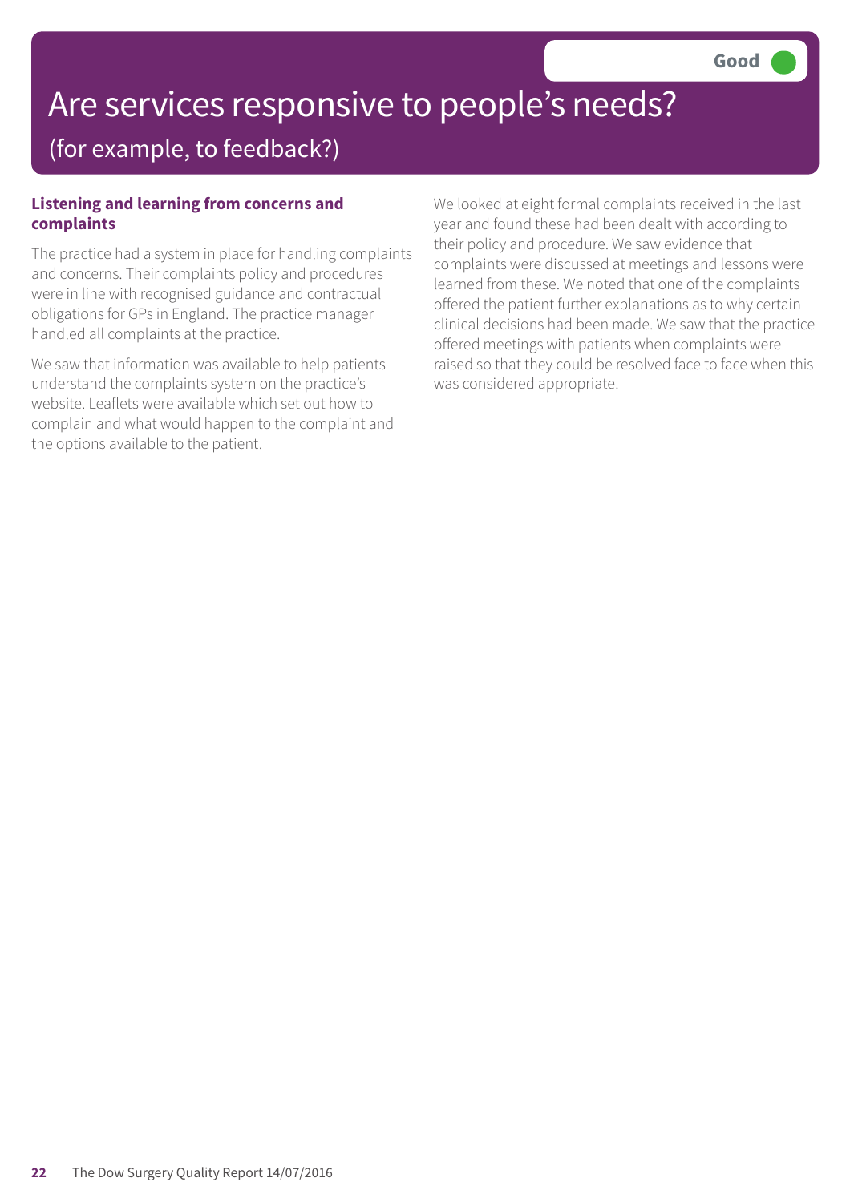# Are services responsive to people's needs?

## (for example, to feedback?)

**Good**

### Listening and learning from concerns and complaints

The practice had a system in place for handling complaints and concerns. Their complaints policy and procedures were in line with recognised guidance and contractual obligations for GPs in England. The practice manager handled all complaints at the practice.

We saw that information was available to help patients understand the complaints system on the practice's website. Leaflets were available which set out how to complain and what would happen to the complaint and the options available to the patient.

We looked at eight formal complaints received in the last year and found these had been dealt with according to their policy and procedure. We saw evidence that complaints were discussed at meetings and lessons were learned from these. We noted that one of the complaints offered the patient further explanations as to why certain clinical decisions had been made. We saw that the practice offered meetings with patients when complaints were raised so that they could be resolved face to face when this was considered appropriate.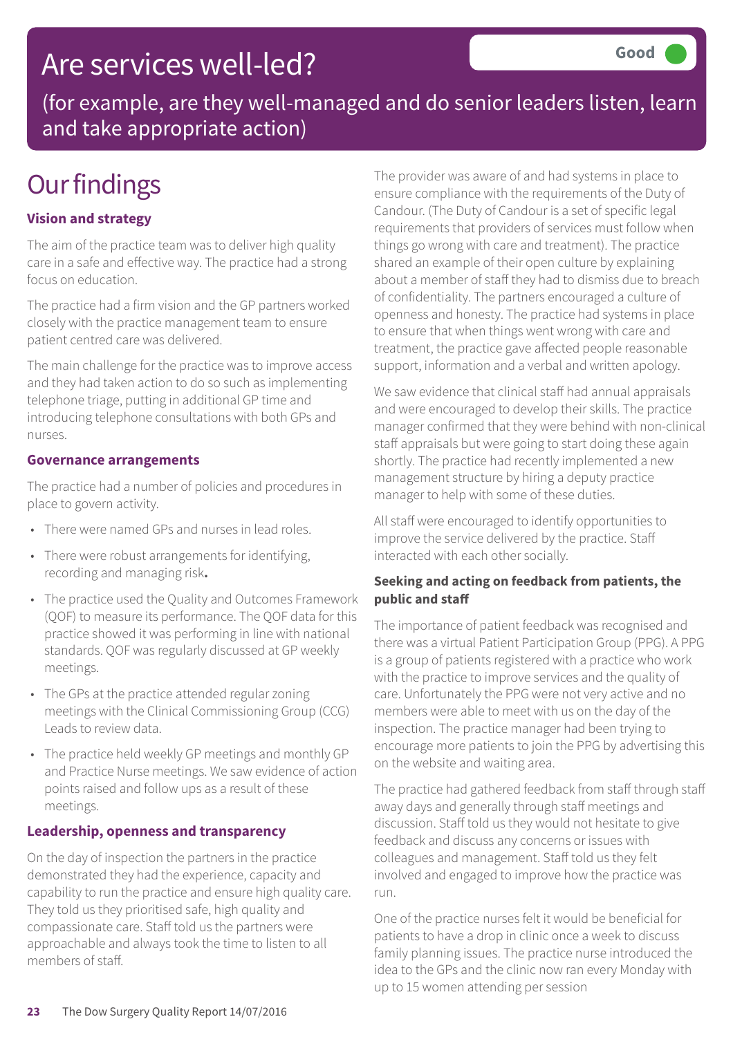# Are services well-led?

**Good**

(for example, are they well-managed and do senior leaders listen, learn and take appropriate action)

## Our findings

### Vision and strategy

The aim of the practice team was to deliver high quality care in a safe and effective way. The practice had a strong focus on education.

The practice had a firm vision and the GP partners worked closely with the practice management team to ensure patient centred care was delivered.

The main challenge for the practice was to improve access and they had taken action to do so such as implementing telephone triage, putting in additional GP time and introducing telephone consultations with both GPs and nurses.

### Governance arrangements

The practice had a number of policies and procedures in place to govern activity.

- There were named GPs and nurses in lead roles.
- There were robust arrangements for identifying, recording and managing risk**.**
- The practice used the Quality and Outcomes Framework (QOF) to measure its performance. The QOF data for this practice showed it was performing in line with national standards. QOF was regularly discussed at GP weekly meetings.
- The GPs at the practice attended regular zoning meetings with the Clinical Commissioning Group (CCG) Leads to review data.
- The practice held weekly GP meetings and monthly GP and Practice Nurse meetings. We saw evidence of action points raised and follow ups as a result of these meetings.

### Leadership, openness and transparency

On the day of inspection the partners in the practice demonstrated they had the experience, capacity and capability to run the practice and ensure high quality care. They told us they prioritised safe, high quality and compassionate care. Staff told us the partners were approachable and always took the time to listen to all members of staff.

The provider was aware of and had systems in place to ensure compliance with the requirements of the Duty of Candour. (The Duty of Candour is a set of specific legal requirements that providers of services must follow when things go wrong with care and treatment). The practice shared an example of their open culture by explaining about a member of staff they had to dismiss due to breach of confidentiality. The partners encouraged a culture of openness and honesty. The practice had systems in place to ensure that when things went wrong with care and treatment, the practice gave affected people reasonable support, information and a verbal and written apology.

We saw evidence that clinical staff had annual appraisals and were encouraged to develop their skills. The practice manager confirmed that they were behind with non-clinical staff appraisals but were going to start doing these again shortly. The practice had recently implemented a new management structure by hiring a deputy practice manager to help with some of these duties.

All staff were encouraged to identify opportunities to improve the service delivered by the practice. Staff interacted with each other socially.

### Seeking and acting on feedback from patients, the public and staff

The importance of patient feedback was recognised and there was a virtual Patient Participation Group (PPG). A PPG is a group of patients registered with a practice who work with the practice to improve services and the quality of care. Unfortunately the PPG were not very active and no members were able to meet with us on the day of the inspection. The practice manager had been trying to encourage more patients to join the PPG by advertising this on the website and waiting area.

The practice had gathered feedback from staff through staff away days and generally through staff meetings and discussion. Staff told us they would not hesitate to give feedback and discuss any concerns or issues with colleagues and management. Staff told us they felt involved and engaged to improve how the practice was run.

One of the practice nurses felt it would be beneficial for patients to have a drop in clinic once a week to discuss family planning issues. The practice nurse introduced the idea to the GPs and the clinic now ran every Monday with up to 15 women attending per session